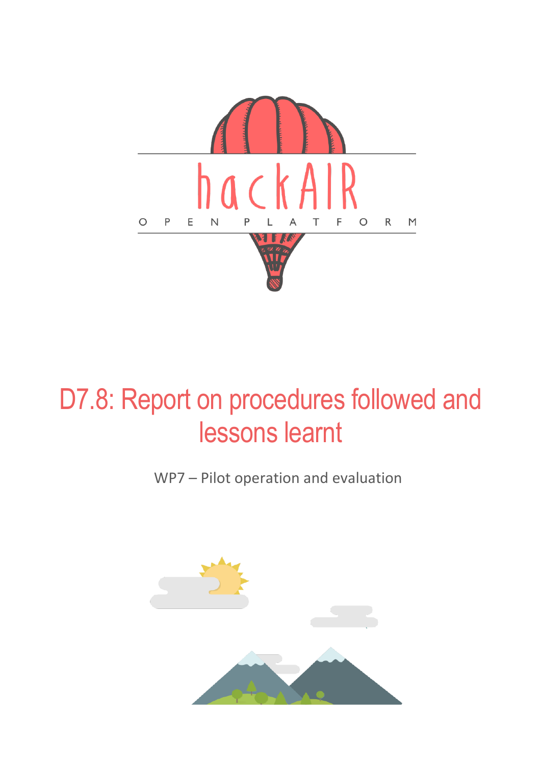hackAIR

OPEN PLATFORM

# D7.8: Report on procedures followed and lessons learnt

WP7 – Pilot operation and evaluation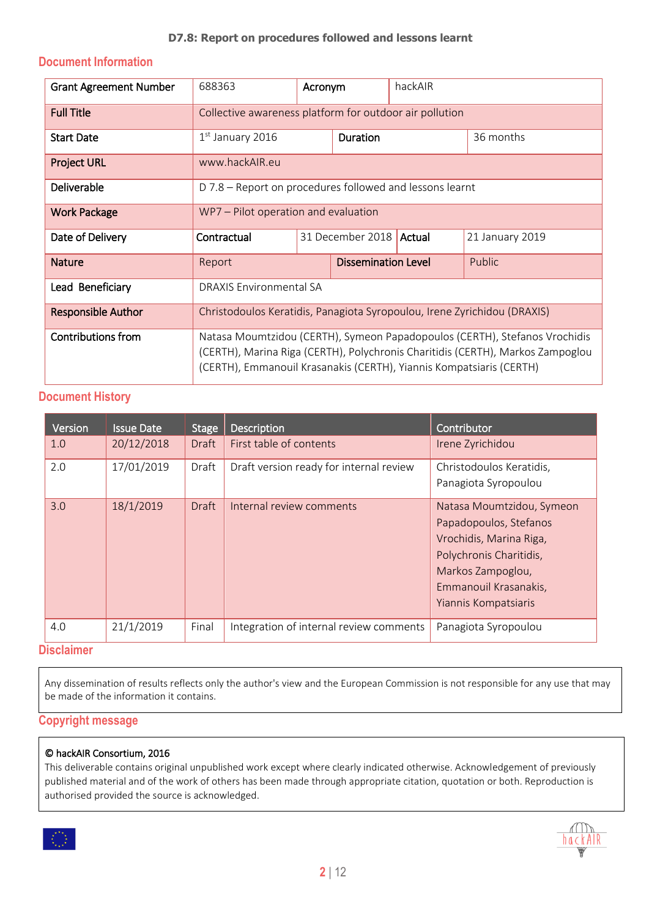**D7.8: Report on procedures followed and lessons learnt**

## Document Information

| Grant Agreement Number | 688363 | Acronym | hackAIR | | |
|---|---|---|---|---|---|
| Full Title | Collective awareness platform for outdoor air pollution | | | | |
| Start Date | 1st January 2016 | | Duration | 36 months | |
| Project URL | www.hackAIR.eu | | | | |
| Deliverable | D 7.8 – Report on procedures followed and lessons learnt | | | | |
| Work Package | WP7 – Pilot operation and evaluation | | | | |
| Date of Delivery | Contractual | 31 December 2018 | Actual | 21 January 2019 | |
| Nature | Report | | Dissemination Level | Public | |
| Lead Beneficiary | DRAXIS Environmental SA | | | | |
| Responsible Author | Christodoulos Keratidis, Panagiota Syropoulou, Irene Zyrichidou (DRAXIS) | | | | |
| Contributions from | Natasa Moumtzidou (CERTH), Symeon Papadopoulos (CERTH), Stefanos Vrochidis (CERTH), Marina Riga (CERTH), Polychronis Charitidis (CERTH), Markos Zampoglou (CERTH), Emmanouil Krasanakis (CERTH), Yiannis Kompatsiaris (CERTH) | | | | |

## Document History

| Version | Issue Date | Stage | Description | Contributor |
|---|---|---|---|---|
| 1.0 | 20/12/2018 | Draft | First table of contents | Irene Zyrichidou |
| 2.0 | 17/01/2019 | Draft | Draft version ready for internal review | Christodoulos Keratidis, Panagiota Syropoulou |
| 3.0 | 18/1/2019 | Draft | Internal review comments | Natasa Moumtzidou, Symeon Papadopoulos, Stefanos Vrochidis, Marina Riga, Polychronis Charitidis, Markos Zampoglou, Emmanouil Krasanakis, Yiannis Kompatsiaris |
| 4.0 | 21/1/2019 | Final | Integration of internal review comments | Panagiota Syropoulou |

## Disclaimer

Any dissemination of results reflects only the author's view and the European Commission is not responsible for any use that may be made of the information it contains.

## Copyright message

**© hackAIR Consortium, 2016**

This deliverable contains original unpublished work except where clearly indicated otherwise. Acknowledgement of previously published material and of the work of others has been made through appropriate citation, quotation or both. Reproduction is authorised provided the source is acknowledged.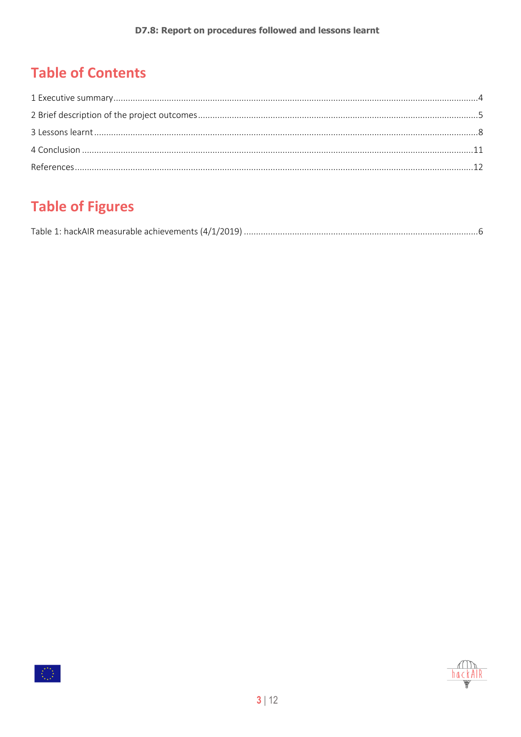## Table of Contents

1 Executive summary....................4

2 Brief description of the project outcomes....................5

3 Lessons learnt....................8

4 Conclusion....................11

References....................12

## Table of Figures

Table 1: hackAIR measurable achievements (4/1/2019)....................6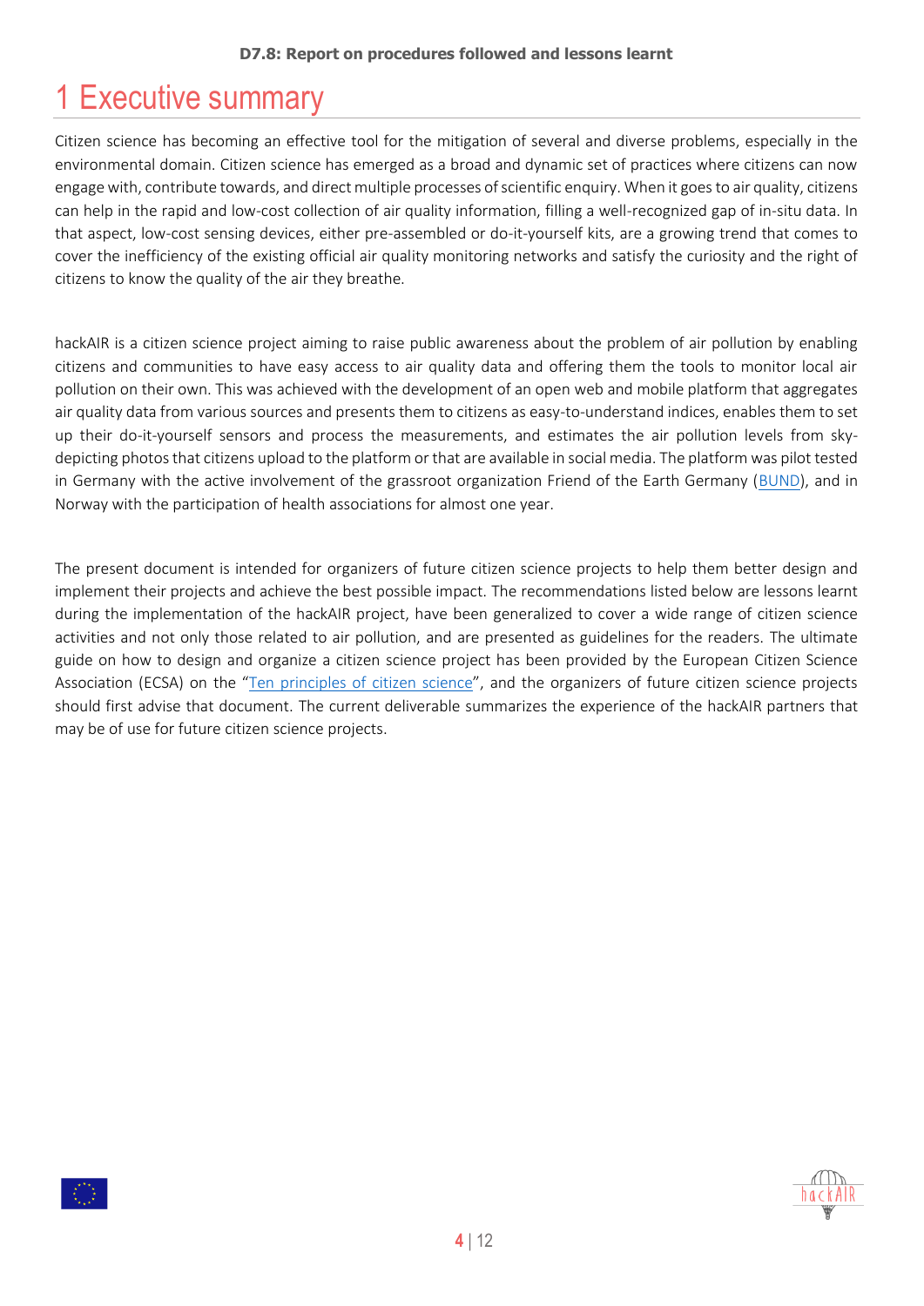# 1 Executive summary

Citizen science has becoming an effective tool for the mitigation of several and diverse problems, especially in the environmental domain. Citizen science has emerged as a broad and dynamic set of practices where citizens can now engage with, contribute towards, and direct multiple processes of scientific enquiry. When it goes to air quality, citizens can help in the rapid and low-cost collection of air quality information, filling a well-recognized gap of in-situ data. In that aspect, low-cost sensing devices, either pre-assembled or do-it-yourself kits, are a growing trend that comes to cover the inefficiency of the existing official air quality monitoring networks and satisfy the curiosity and the right of citizens to know the quality of the air they breathe.

hackAIR is a citizen science project aiming to raise public awareness about the problem of air pollution by enabling citizens and communities to have easy access to air quality data and offering them the tools to monitor local air pollution on their own. This was achieved with the development of an open web and mobile platform that aggregates air quality data from various sources and presents them to citizens as easy-to-understand indices, enables them to set up their do-it-yourself sensors and process the measurements, and estimates the air pollution levels from sky-depicting photos that citizens upload to the platform or that are available in social media. The platform was pilot tested in Germany with the active involvement of the grassroot organization Friend of the Earth Germany (BUND), and in Norway with the participation of health associations for almost one year.

The present document is intended for organizers of future citizen science projects to help them better design and implement their projects and achieve the best possible impact. The recommendations listed below are lessons learnt during the implementation of the hackAIR project, have been generalized to cover a wide range of citizen science activities and not only those related to air pollution, and are presented as guidelines for the readers. The ultimate guide on how to design and organize a citizen science project has been provided by the European Citizen Science Association (ECSA) on the "Ten principles of citizen science", and the organizers of future citizen science projects should first advise that document. The current deliverable summarizes the experience of the hackAIR partners that may be of use for future citizen science projects.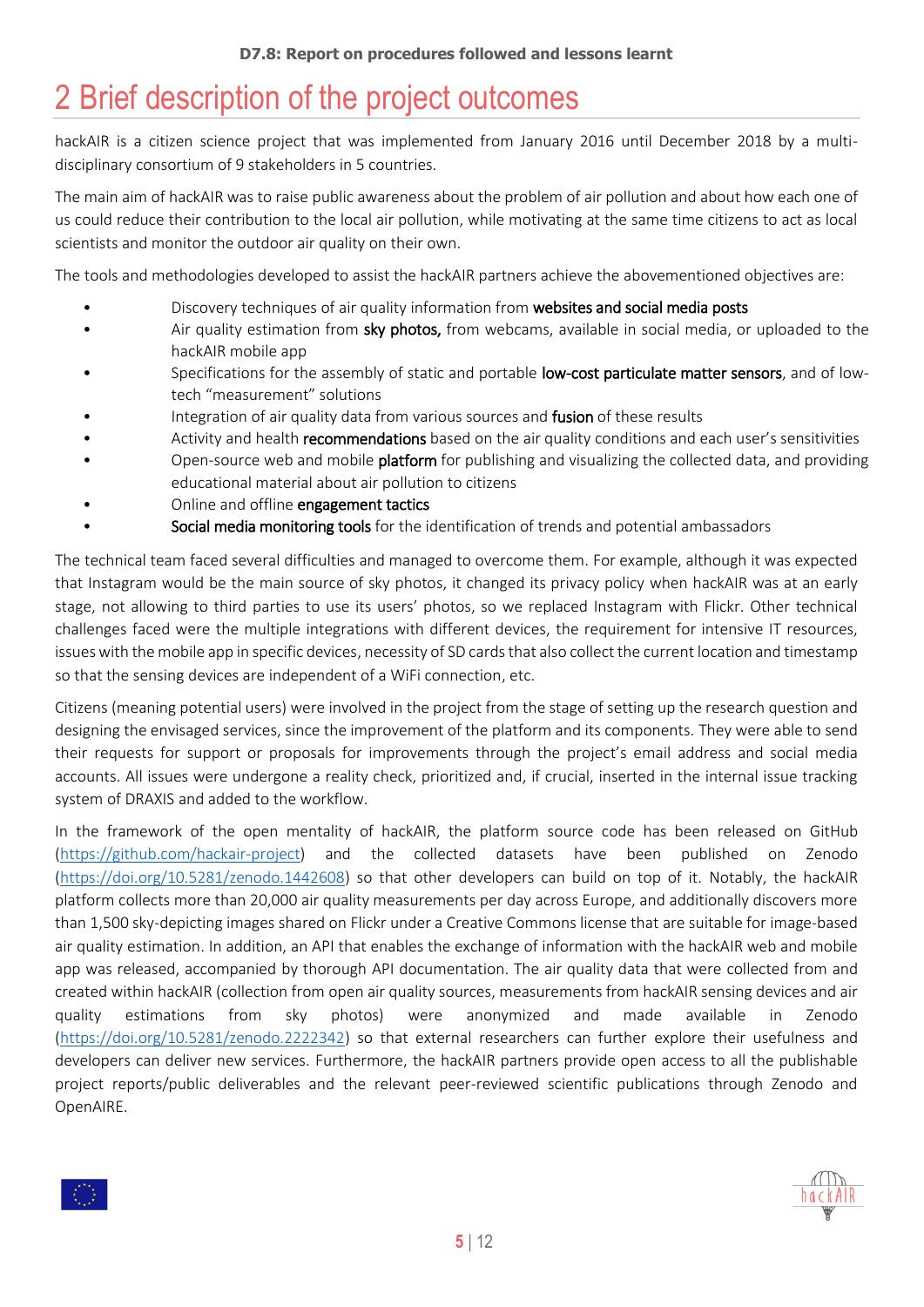// Running header "D7.8: Report on procedures followed and lessons learnt" and page number omitted per rules; bold emphasis preserved as in source.
# 2 Brief description of the project outcomes

hackAIR is a citizen science project that was implemented from January 2016 until December 2018 by a multi-disciplinary consortium of 9 stakeholders in 5 countries.

The main aim of hackAIR was to raise public awareness about the problem of air pollution and about how each one of us could reduce their contribution to the local air pollution, while motivating at the same time citizens to act as local scientists and monitor the outdoor air quality on their own.

The tools and methodologies developed to assist the hackAIR partners achieve the abovementioned objectives are:

- Discovery techniques of air quality information from **websites and social media posts**
- Air quality estimation from **sky photos,** from webcams, available in social media, or uploaded to the hackAIR mobile app
- Specifications for the assembly of static and portable **low-cost particulate matter sensors**, and of low-tech "measurement" solutions
- Integration of air quality data from various sources and **fusion** of these results
- Activity and health **recommendations** based on the air quality conditions and each user's sensitivities
- Open-source web and mobile **platform** for publishing and visualizing the collected data, and providing educational material about air pollution to citizens
- Online and offline **engagement tactics**
- **Social media monitoring tools** for the identification of trends and potential ambassadors

The technical team faced several difficulties and managed to overcome them. For example, although it was expected that Instagram would be the main source of sky photos, it changed its privacy policy when hackAIR was at an early stage, not allowing to third parties to use its users' photos, so we replaced Instagram with Flickr. Other technical challenges faced were the multiple integrations with different devices, the requirement for intensive IT resources, issues with the mobile app in specific devices, necessity of SD cards that also collect the current location and timestamp so that the sensing devices are independent of a WiFi connection, etc.

Citizens (meaning potential users) were involved in the project from the stage of setting up the research question and designing the envisaged services, since the improvement of the platform and its components. They were able to send their requests for support or proposals for improvements through the project's email address and social media accounts. All issues were undergone a reality check, prioritized and, if crucial, inserted in the internal issue tracking system of DRAXIS and added to the workflow.

In the framework of the open mentality of hackAIR, the platform source code has been released on GitHub (https://github.com/hackair-project) and the collected datasets have been published on Zenodo (https://doi.org/10.5281/zenodo.1442608) so that other developers can build on top of it. Notably, the hackAIR platform collects more than 20,000 air quality measurements per day across Europe, and additionally discovers more than 1,500 sky-depicting images shared on Flickr under a Creative Commons license that are suitable for image-based air quality estimation. In addition, an API that enables the exchange of information with the hackAIR web and mobile app was released, accompanied by thorough API documentation. The air quality data that were collected from and created within hackAIR (collection from open air quality sources, measurements from hackAIR sensing devices and air quality estimations from sky photos) were anonymized and made available in Zenodo (https://doi.org/10.5281/zenodo.2222342) so that external researchers can further explore their usefulness and developers can deliver new services. Furthermore, the hackAIR partners provide open access to all the publishable project reports/public deliverables and the relevant peer-reviewed scientific publications through Zenodo and OpenAIRE.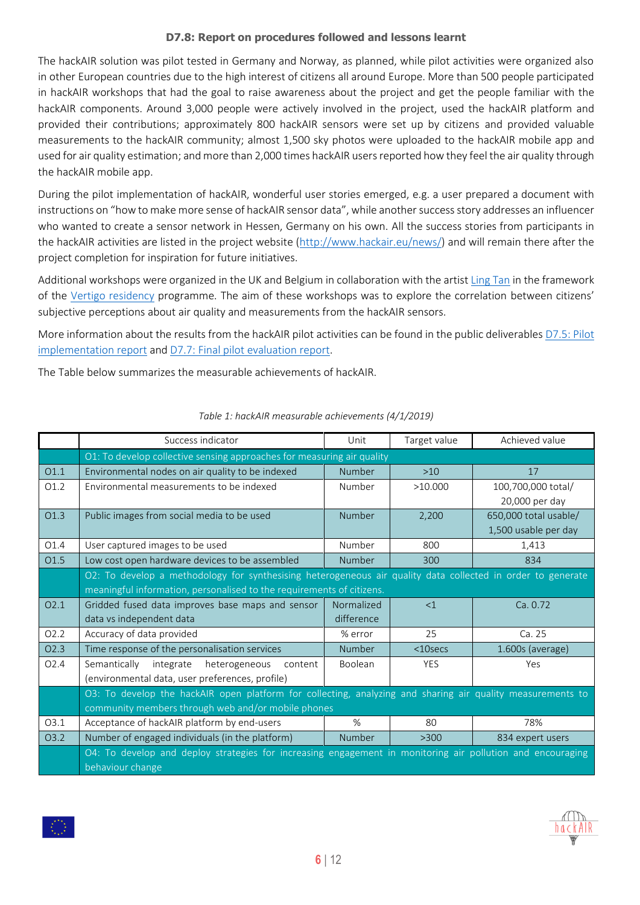**D7.8: Report on procedures followed and lessons learnt**

The hackAIR solution was pilot tested in Germany and Norway, as planned, while pilot activities were organized also in other European countries due to the high interest of citizens all around Europe. More than 500 people participated in hackAIR workshops that had the goal to raise awareness about the project and get the people familiar with the hackAIR components. Around 3,000 people were actively involved in the project, used the hackAIR platform and provided their contributions; approximately 800 hackAIR sensors were set up by citizens and provided valuable measurements to the hackAIR community; almost 1,500 sky photos were uploaded to the hackAIR mobile app and used for air quality estimation; and more than 2,000 times hackAIR users reported how they feel the air quality through the hackAIR mobile app.

During the pilot implementation of hackAIR, wonderful user stories emerged, e.g. a user prepared a document with instructions on "how to make more sense of hackAIR sensor data", while another success story addresses an influencer who wanted to create a sensor network in Hessen, Germany on his own. All the success stories from participants in the hackAIR activities are listed in the project website (http://www.hackair.eu/news/) and will remain there after the project completion for inspiration for future initiatives.

Additional workshops were organized in the UK and Belgium in collaboration with the artist Ling Tan in the framework of the Vertigo residency programme. The aim of these workshops was to explore the correlation between citizens' subjective perceptions about air quality and measurements from the hackAIR sensors.

More information about the results from the hackAIR pilot activities can be found in the public deliverables D7.5: Pilot implementation report and D7.7: Final pilot evaluation report.

The Table below summarizes the measurable achievements of hackAIR.

*Table 1: hackAIR measurable achievements (4/1/2019)*

| | Success indicator | Unit | Target value | Achieved value |
|---|---|---|---|---|
| | O1: To develop collective sensing approaches for measuring air quality | | | |
| O1.1 | Environmental nodes on air quality to be indexed | Number | >10 | 17 |
| O1.2 | Environmental measurements to be indexed | Number | >10.000 | 100,700,000 total/ 20,000 per day |
| O1.3 | Public images from social media to be used | Number | 2,200 | 650,000 total usable/ 1,500 usable per day |
| O1.4 | User captured images to be used | Number | 800 | 1,413 |
| O1.5 | Low cost open hardware devices to be assembled | Number | 300 | 834 |
| | O2: To develop a methodology for synthesising heterogeneous air quality data collected in order to generate meaningful information, personalised to the requirements of citizens. | | | |
| O2.1 | Gridded fused data improves base maps and sensor data vs independent data | Normalized difference | <1 | Ca. 0.72 |
| O2.2 | Accuracy of data provided | % error | 25 | Ca. 25 |
| O2.3 | Time response of the personalisation services | Number | <10secs | 1.600s (average) |
| O2.4 | Semantically integrate heterogeneous content (environmental data, user preferences, profile) | Boolean | YES | Yes |
| | O3: To develop the hackAIR open platform for collecting, analyzing and sharing air quality measurements to community members through web and/or mobile phones | | | |
| O3.1 | Acceptance of hackAIR platform by end-users | % | 80 | 78% |
| O3.2 | Number of engaged individuals (in the platform) | Number | >300 | 834 expert users |
| | O4: To develop and deploy strategies for increasing engagement in monitoring air pollution and encouraging behaviour change | | | |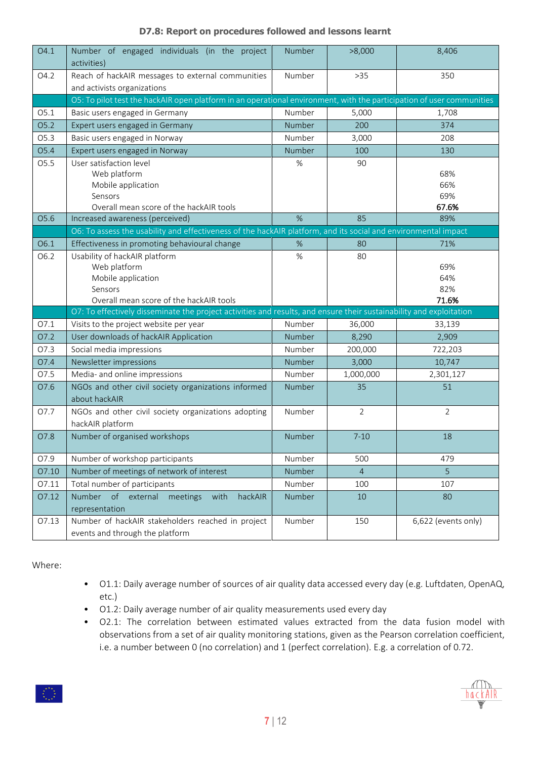| | | | | |
|---|---|---|---|---|
| O4.1 | Number of engaged individuals (in the project activities) | Number | >8,000 | 8,406 |
| O4.2 | Reach of hackAIR messages to external communities and activists organizations | Number | >35 | 350 |
| | O5: To pilot test the hackAIR open platform in an operational environment, with the participation of user communities | | | |
| O5.1 | Basic users engaged in Germany | Number | 5,000 | 1,708 |
| O5.2 | Expert users engaged in Germany | Number | 200 | 374 |
| O5.3 | Basic users engaged in Norway | Number | 3,000 | 208 |
| O5.4 | Expert users engaged in Norway | Number | 100 | 130 |
| O5.5 | User satisfaction level<br>Web platform<br>Mobile application<br>Sensors<br>Overall mean score of the hackAIR tools | % | 90 | <br>68%<br>66%<br>69%<br>**67.6%** |
| O5.6 | Increased awareness (perceived) | % | 85 | 89% |
| | O6: To assess the usability and effectiveness of the hackAIR platform, and its social and environmental impact | | | |
| O6.1 | Effectiveness in promoting behavioural change | % | 80 | 71% |
| O6.2 | Usability of hackAIR platform<br>Web platform<br>Mobile application<br>Sensors<br>Overall mean score of the hackAIR tools | % | 80 | <br>69%<br>64%<br>82%<br>**71.6%** |
| | O7: To effectively disseminate the project activities and results, and ensure their sustainability and exploitation | | | |
| O7.1 | Visits to the project website per year | Number | 36,000 | 33,139 |
| O7.2 | User downloads of hackAIR Application | Number | 8,290 | 2,909 |
| O7.3 | Social media impressions | Number | 200,000 | 722,203 |
| O7.4 | Newsletter impressions | Number | 3,000 | 10,747 |
| O7.5 | Media- and online impressions | Number | 1,000,000 | 2,301,127 |
| O7.6 | NGOs and other civil society organizations informed about hackAIR | Number | 35 | 51 |
| O7.7 | NGOs and other civil society organizations adopting hackAIR platform | Number | 2 | 2 |
| O7.8 | Number of organised workshops | Number | 7-10 | 18 |
| O7.9 | Number of workshop participants | Number | 500 | 479 |
| O7.10 | Number of meetings of network of interest | Number | 4 | 5 |
| O7.11 | Total number of participants | Number | 100 | 107 |
| O7.12 | Number of external meetings with hackAIR representation | Number | 10 | 80 |
| O7.13 | Number of hackAIR stakeholders reached in project events and through the platform | Number | 150 | 6,622 (events only) |

Where:

- O1.1: Daily average number of sources of air quality data accessed every day (e.g. Luftdaten, OpenAQ, etc.)
- O1.2: Daily average number of air quality measurements used every day
- O2.1: The correlation between estimated values extracted from the data fusion model with observations from a set of air quality monitoring stations, given as the Pearson correlation coefficient, i.e. a number between 0 (no correlation) and 1 (perfect correlation). E.g. a correlation of 0.72.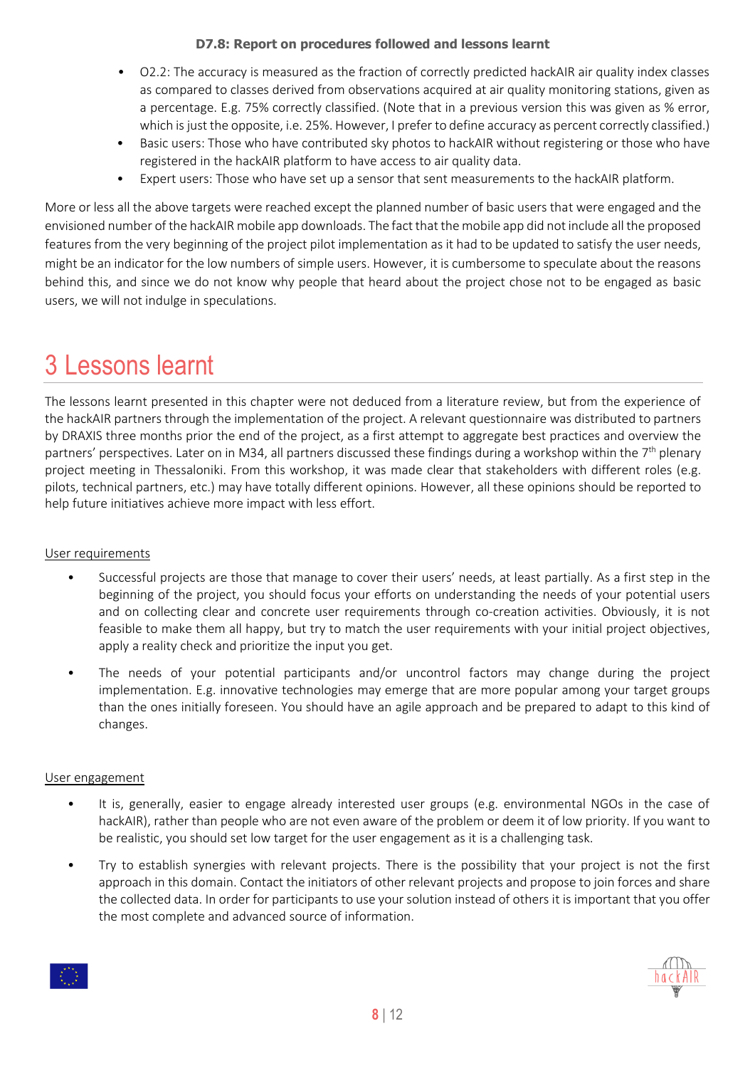- O2.2: The accuracy is measured as the fraction of correctly predicted hackAIR air quality index classes as compared to classes derived from observations acquired at air quality monitoring stations, given as a percentage. E.g. 75% correctly classified. (Note that in a previous version this was given as % error, which is just the opposite, i.e. 25%. However, I prefer to define accuracy as percent correctly classified.)
- Basic users: Those who have contributed sky photos to hackAIR without registering or those who have registered in the hackAIR platform to have access to air quality data.
- Expert users: Those who have set up a sensor that sent measurements to the hackAIR platform.

More or less all the above targets were reached except the planned number of basic users that were engaged and the envisioned number of the hackAIR mobile app downloads. The fact that the mobile app did not include all the proposed features from the very beginning of the project pilot implementation as it had to be updated to satisfy the user needs, might be an indicator for the low numbers of simple users. However, it is cumbersome to speculate about the reasons behind this, and since we do not know why people that heard about the project chose not to be engaged as basic users, we will not indulge in speculations.

# 3 Lessons learnt

The lessons learnt presented in this chapter were not deduced from a literature review, but from the experience of the hackAIR partners through the implementation of the project. A relevant questionnaire was distributed to partners by DRAXIS three months prior the end of the project, as a first attempt to aggregate best practices and overview the partners' perspectives. Later on in M34, all partners discussed these findings during a workshop within the 7th plenary project meeting in Thessaloniki. From this workshop, it was made clear that stakeholders with different roles (e.g. pilots, technical partners, etc.) may have totally different opinions. However, all these opinions should be reported to help future initiatives achieve more impact with less effort.

User requirements

- Successful projects are those that manage to cover their users' needs, at least partially. As a first step in the beginning of the project, you should focus your efforts on understanding the needs of your potential users and on collecting clear and concrete user requirements through co-creation activities. Obviously, it is not feasible to make them all happy, but try to match the user requirements with your initial project objectives, apply a reality check and prioritize the input you get.
- The needs of your potential participants and/or uncontrol factors may change during the project implementation. E.g. innovative technologies may emerge that are more popular among your target groups than the ones initially foreseen. You should have an agile approach and be prepared to adapt to this kind of changes.

User engagement

- It is, generally, easier to engage already interested user groups (e.g. environmental NGOs in the case of hackAIR), rather than people who are not even aware of the problem or deem it of low priority. If you want to be realistic, you should set low target for the user engagement as it is a challenging task.
- Try to establish synergies with relevant projects. There is the possibility that your project is not the first approach in this domain. Contact the initiators of other relevant projects and propose to join forces and share the collected data. In order for participants to use your solution instead of others it is important that you offer the most complete and advanced source of information.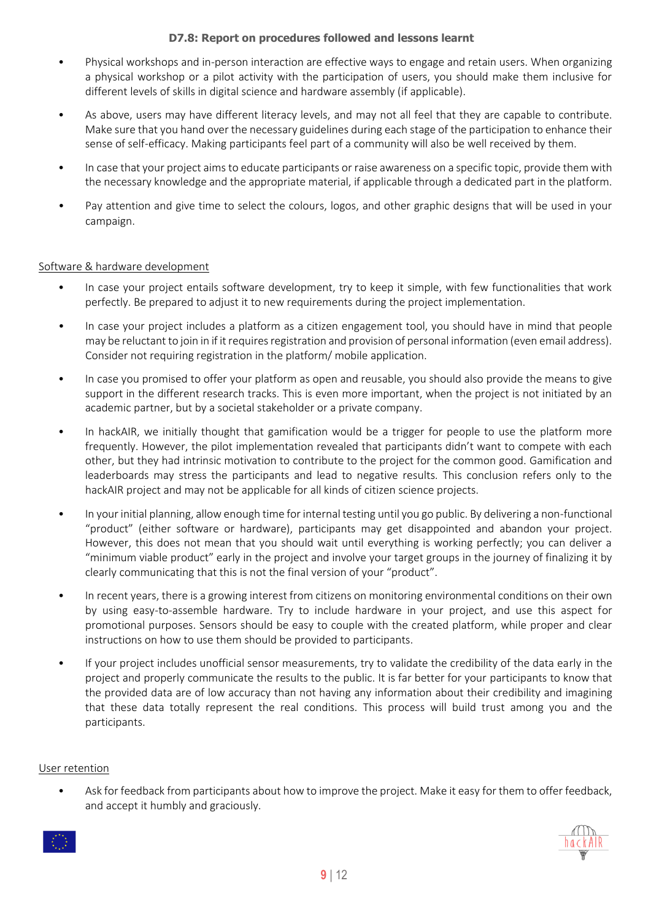- Physical workshops and in-person interaction are effective ways to engage and retain users. When organizing a physical workshop or a pilot activity with the participation of users, you should make them inclusive for different levels of skills in digital science and hardware assembly (if applicable).
- As above, users may have different literacy levels, and may not all feel that they are capable to contribute. Make sure that you hand over the necessary guidelines during each stage of the participation to enhance their sense of self-efficacy. Making participants feel part of a community will also be well received by them.
- In case that your project aims to educate participants or raise awareness on a specific topic, provide them with the necessary knowledge and the appropriate material, if applicable through a dedicated part in the platform.
- Pay attention and give time to select the colours, logos, and other graphic designs that will be used in your campaign.

<u>Software & hardware development</u>

- In case your project entails software development, try to keep it simple, with few functionalities that work perfectly. Be prepared to adjust it to new requirements during the project implementation.
- In case your project includes a platform as a citizen engagement tool, you should have in mind that people may be reluctant to join in if it requires registration and provision of personal information (even email address). Consider not requiring registration in the platform/ mobile application.
- In case you promised to offer your platform as open and reusable, you should also provide the means to give support in the different research tracks. This is even more important, when the project is not initiated by an academic partner, but by a societal stakeholder or a private company.
- In hackAIR, we initially thought that gamification would be a trigger for people to use the platform more frequently. However, the pilot implementation revealed that participants didn't want to compete with each other, but they had intrinsic motivation to contribute to the project for the common good. Gamification and leaderboards may stress the participants and lead to negative results. This conclusion refers only to the hackAIR project and may not be applicable for all kinds of citizen science projects.
- In your initial planning, allow enough time for internal testing until you go public. By delivering a non-functional "product" (either software or hardware), participants may get disappointed and abandon your project. However, this does not mean that you should wait until everything is working perfectly; you can deliver a "minimum viable product" early in the project and involve your target groups in the journey of finalizing it by clearly communicating that this is not the final version of your "product".
- In recent years, there is a growing interest from citizens on monitoring environmental conditions on their own by using easy-to-assemble hardware. Try to include hardware in your project, and use this aspect for promotional purposes. Sensors should be easy to couple with the created platform, while proper and clear instructions on how to use them should be provided to participants.
- If your project includes unofficial sensor measurements, try to validate the credibility of the data early in the project and properly communicate the results to the public. It is far better for your participants to know that the provided data are of low accuracy than not having any information about their credibility and imagining that these data totally represent the real conditions. This process will build trust among you and the participants.

<u>User retention</u>

- Ask for feedback from participants about how to improve the project. Make it easy for them to offer feedback, and accept it humbly and graciously.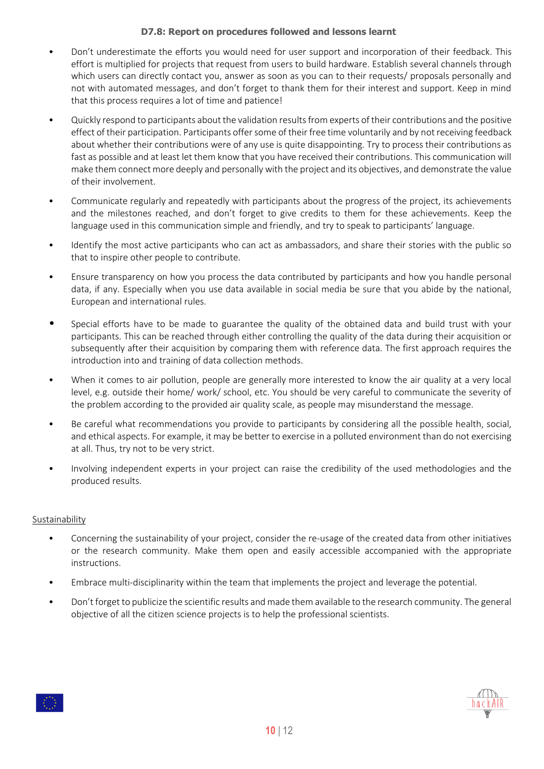- Don't underestimate the efforts you would need for user support and incorporation of their feedback. This effort is multiplied for projects that request from users to build hardware. Establish several channels through which users can directly contact you, answer as soon as you can to their requests/ proposals personally and not with automated messages, and don't forget to thank them for their interest and support. Keep in mind that this process requires a lot of time and patience!
- Quickly respond to participants about the validation results from experts of their contributions and the positive effect of their participation. Participants offer some of their free time voluntarily and by not receiving feedback about whether their contributions were of any use is quite disappointing. Try to process their contributions as fast as possible and at least let them know that you have received their contributions. This communication will make them connect more deeply and personally with the project and its objectives, and demonstrate the value of their involvement.
- Communicate regularly and repeatedly with participants about the progress of the project, its achievements and the milestones reached, and don't forget to give credits to them for these achievements. Keep the language used in this communication simple and friendly, and try to speak to participants' language.
- Identify the most active participants who can act as ambassadors, and share their stories with the public so that to inspire other people to contribute.
- Ensure transparency on how you process the data contributed by participants and how you handle personal data, if any. Especially when you use data available in social media be sure that you abide by the national, European and international rules.
- Special efforts have to be made to guarantee the quality of the obtained data and build trust with your participants. This can be reached through either controlling the quality of the data during their acquisition or subsequently after their acquisition by comparing them with reference data. The first approach requires the introduction into and training of data collection methods.
- When it comes to air pollution, people are generally more interested to know the air quality at a very local level, e.g. outside their home/ work/ school, etc. You should be very careful to communicate the severity of the problem according to the provided air quality scale, as people may misunderstand the message.
- Be careful what recommendations you provide to participants by considering all the possible health, social, and ethical aspects. For example, it may be better to exercise in a polluted environment than do not exercising at all. Thus, try not to be very strict.
- Involving independent experts in your project can raise the credibility of the used methodologies and the produced results.

<u>Sustainability</u>

- Concerning the sustainability of your project, consider the re-usage of the created data from other initiatives or the research community. Make them open and easily accessible accompanied with the appropriate instructions.
- Embrace multi-disciplinarity within the team that implements the project and leverage the potential.
- Don't forget to publicize the scientific results and made them available to the research community. The general objective of all the citizen science projects is to help the professional scientists.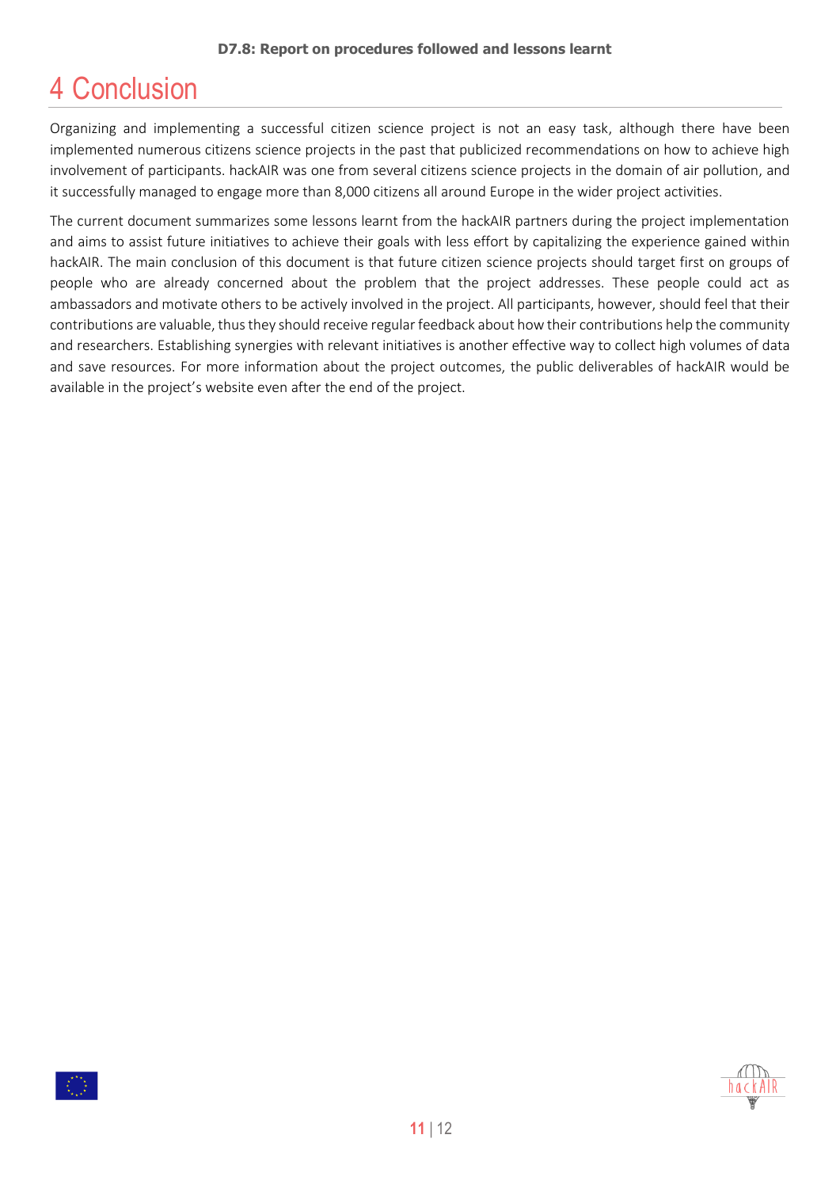# 4 Conclusion

Organizing and implementing a successful citizen science project is not an easy task, although there have been implemented numerous citizens science projects in the past that publicized recommendations on how to achieve high involvement of participants. hackAIR was one from several citizens science projects in the domain of air pollution, and it successfully managed to engage more than 8,000 citizens all around Europe in the wider project activities.

The current document summarizes some lessons learnt from the hackAIR partners during the project implementation and aims to assist future initiatives to achieve their goals with less effort by capitalizing the experience gained within hackAIR. The main conclusion of this document is that future citizen science projects should target first on groups of people who are already concerned about the problem that the project addresses. These people could act as ambassadors and motivate others to be actively involved in the project. All participants, however, should feel that their contributions are valuable, thus they should receive regular feedback about how their contributions help the community and researchers. Establishing synergies with relevant initiatives is another effective way to collect high volumes of data and save resources. For more information about the project outcomes, the public deliverables of hackAIR would be available in the project's website even after the end of the project.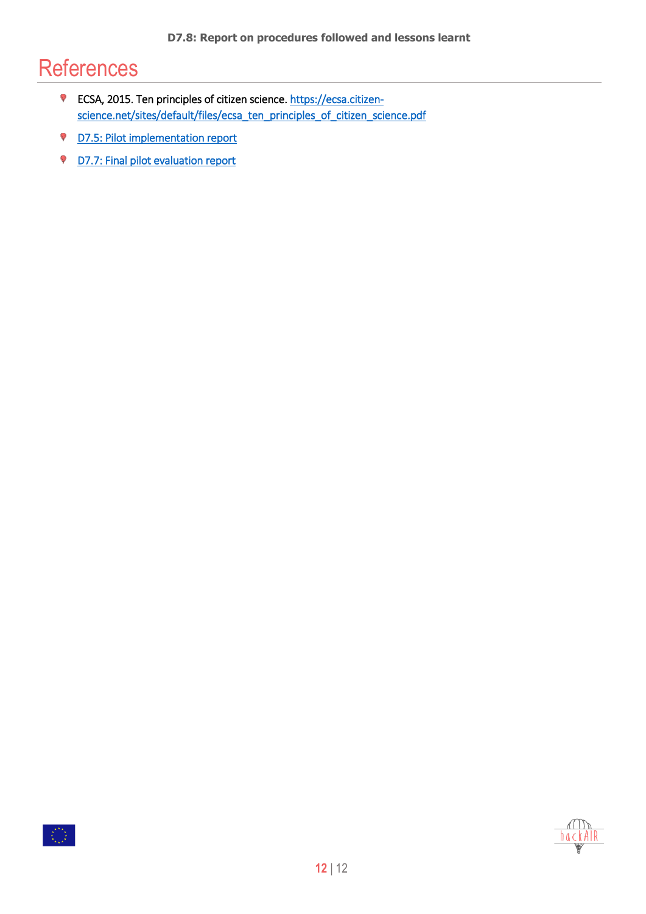# References

- ECSA, 2015. Ten principles of citizen science. https://ecsa.citizen-science.net/sites/default/files/ecsa_ten_principles_of_citizen_science.pdf
- D7.5: Pilot implementation report
- D7.7: Final pilot evaluation report